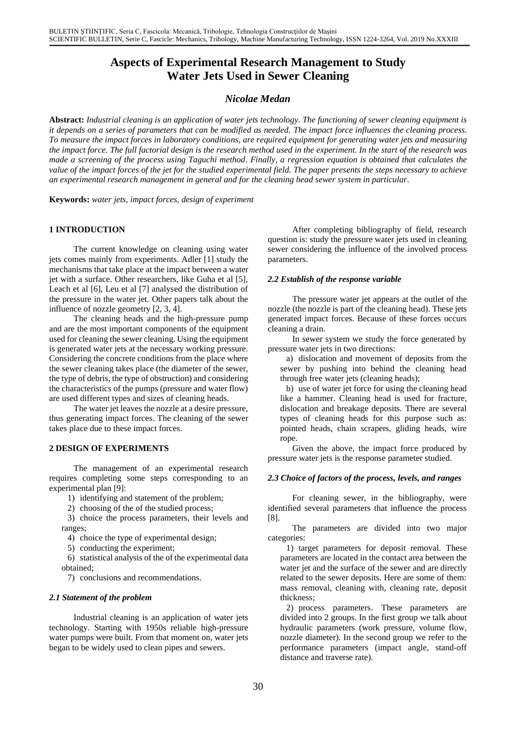# Aspects of Experimental Research Management to Study Water Jets Used in Sewer Cleaning

### *Nicolae Medan*

**Abstract:** *Industrial cleaning is an application of water jets technology. The functioning of sewer cleaning equipment is it depends on a series of parameters that can be modified as needed. The impact force influences the cleaning process. To measure the impact forces in laboratory conditions, are required equipment for generating water jets and measuring the impact force. The full factorial design is the research method used in the experiment. In the start of the research was made a screening of the process using Taguchi method. Finally, a regression equation is obtained that calculates the value of the impact forces of the jet for the studied experimental field. The paper presents the steps necessary to achieve an experimental research management in general and for the cleaning head sewer system in particular.*

**Keywords:** *water jets, impact forces, design of experiment*

## 1 INTRODUCTION

The current knowledge on cleaning using water jets comes mainly from experiments. Adler [1] study the mechanisms that take place at the impact between a water jet with a surface. Other researchers, like Guha et al [5], Leach et al [6], Leu et al [7] analysed the distribution of the pressure in the water jet. Other papers talk about the influence of nozzle geometry [2, 3, 4].

The cleaning heads and the high-pressure pump and are the most important components of the equipment used for cleaning the sewer cleaning. Using the equipment is generated water jets at the necessary working pressure. Considering the concrete conditions from the place where the sewer cleaning takes place (the diameter of the sewer, the type of debris, the type of obstruction) and considering the characteristics of the pumps (pressure and water flow) are used different types and sizes of cleaning heads.

The water jet leaves the nozzle at a desire pressure, thus generating impact forces. The cleaning of the sewer takes place due to these impact forces.

## 2 DESIGN OF EXPERIMENTS

The management of an experimental research requires completing some steps corresponding to an experimental plan [9]:

1) identifying and statement of the problem;
2) choosing of the of the studied process;
3) choice the process parameters, their levels and ranges;
4) choice the type of experimental design;
5) conducting the experiment;
6) statistical analysis of the of the experimental data obtained;
7) conclusions and recommendations.

### *2.1 Statement of the problem*

Industrial cleaning is an application of water jets technology. Starting with 1950s reliable high-pressure water pumps were built. From that moment on, water jets began to be widely used to clean pipes and sewers.

After completing bibliography of field, research question is: study the pressure water jets used in cleaning sewer considering the influence of the involved process parameters.

### *2.2 Establish of the response variable*

The pressure water jet appears at the outlet of the nozzle (the nozzle is part of the cleaning head). These jets generated impact forces. Because of these forces occurs cleaning a drain.

In sewer system we study the force generated by pressure water jets in two directions:

a) dislocation and movement of deposits from the sewer by pushing into behind the cleaning head through free water jets (cleaning heads);

b) use of water jet force for using the cleaning head like a hammer. Cleaning head is used for fracture, dislocation and breakage deposits. There are several types of cleaning heads for this purpose such as: pointed heads, chain scrapers, gliding heads, wire rope.

Given the above, the impact force produced by pressure water jets is the response parameter studied.

### *2.3 Choice of factors of the process, levels, and ranges*

For cleaning sewer, in the bibliography, were identified several parameters that influence the process [8].

The parameters are divided into two major categories:

1) target parameters for deposit removal. These parameters are located in the contact area between the water jet and the surface of the sewer and are directly related to the sewer deposits. Here are some of them: mass removal, cleaning with, cleaning rate, deposit thickness;

2) process parameters. These parameters are divided into 2 groups. In the first group we talk about hydraulic parameters (work pressure, volume flow, nozzle diameter). In the second group we refer to the performance parameters (impact angle, stand-off distance and traverse rate).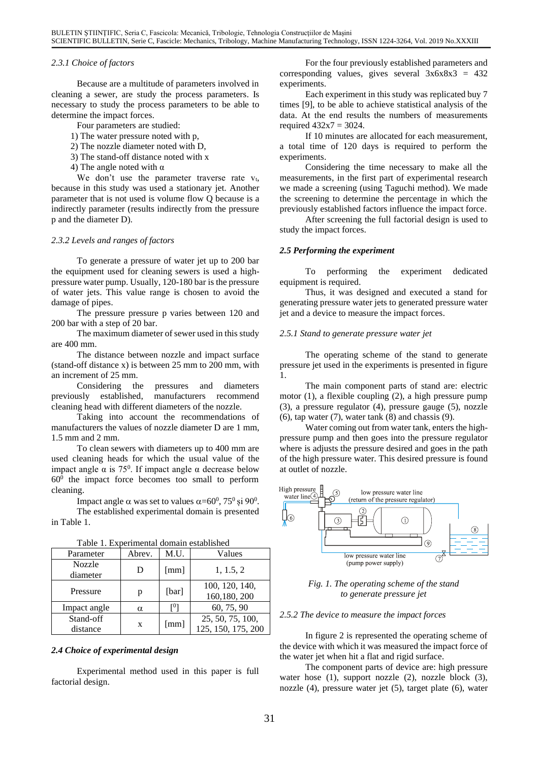*2.3.1 Choice of factors*

Because are a multitude of parameters involved in cleaning a sewer, are study the process parameters. Is necessary to study the process parameters to be able to determine the impact forces.

Four parameters are studied:

1) The water pressure noted with p,
2) The nozzle diameter noted with D,
3) The stand-off distance noted with x
4) The angle noted with α

We don't use the parameter traverse rate $v_t$, because in this study was used a stationary jet. Another parameter that is not used is volume flow Q because is a indirectly parameter (results indirectly from the pressure p and the diameter D).

*2.3.2 Levels and ranges of factors*

To generate a pressure of water jet up to 200 bar the equipment used for cleaning sewers is used a high-pressure water pump. Usually, 120-180 bar is the pressure of water jets. This value range is chosen to avoid the damage of pipes.

The pressure pressure p varies between 120 and 200 bar with a step of 20 bar.

The maximum diameter of sewer used in this study are 400 mm.

The distance between nozzle and impact surface (stand-off distance x) is between 25 mm to 200 mm, with an increment of 25 mm.

Considering the pressures and diameters previously established, manufacturers recommend cleaning head with different diameters of the nozzle.

Taking into account the recommendations of manufacturers the values of nozzle diameter D are 1 mm, 1.5 mm and 2 mm.

To clean sewers with diameters up to 400 mm are used cleaning heads for which the usual value of the impact angle α is $75^0$. If impact angle α decrease below $60^0$ the impact force becomes too small to perform cleaning.

Impact angle α was set to values $\alpha=60^0$, $75^0$ şi $90^0$.

The established experimental domain is presented in Table 1.

Table 1. Experimental domain established

| Parameter | Abrev. | M.U. | Values |
|---|---|---|---|
| Nozzle diameter | D | [mm] | 1, 1.5, 2 |
| Pressure | p | [bar] | 100, 120, 140, 160,180, 200 |
| Impact angle | α | [$^0$] | 60, 75, 90 |
| Stand-off distance | x | [mm] | 25, 50, 75, 100, 125, 150, 175, 200 |

**2.4 Choice of experimental design**

Experimental method used in this paper is full factorial design.

For the four previously established parameters and corresponding values, gives several 3x6x8x3 = 432 experiments.

Each experiment in this study was replicated buy 7 times [9], to be able to achieve statistical analysis of the data. At the end results the numbers of measurements required 432x7 = 3024.

If 10 minutes are allocated for each measurement, a total time of 120 days is required to perform the experiments.

Considering the time necessary to make all the measurements, in the first part of experimental research we made a screening (using Taguchi method). We made the screening to determine the percentage in which the previously established factors influence the impact force.

After screening the full factorial design is used to study the impact forces.

**2.5 Performing the experiment**

To performing the experiment dedicated equipment is required.

Thus, it was designed and executed a stand for generating pressure water jets to generated pressure water jet and a device to measure the impact forces.

*2.5.1 Stand to generate pressure water jet*

The operating scheme of the stand to generate pressure jet used in the experiments is presented in figure 1.

The main component parts of stand are: electric motor (1), a flexible coupling (2), a high pressure pump (3), a pressure regulator (4), pressure gauge (5), nozzle (6), tap water (7), water tank (8) and chassis (9).

Water coming out from water tank, enters the high-pressure pump and then goes into the pressure regulator where is adjusts the pressure desired and goes in the path of the high pressure water. This desired pressure is found at outlet of nozzle.

*Fig. 1. The operating scheme of the stand to generate pressure jet*

*2.5.2 The device to measure the impact forces*

In figure 2 is represented the operating scheme of the device with which it was measured the impact force of the water jet when hit a flat and rigid surface.

The component parts of device are: high pressure water hose (1), support nozzle (2), nozzle block (3), nozzle (4), pressure water jet (5), target plate (6), water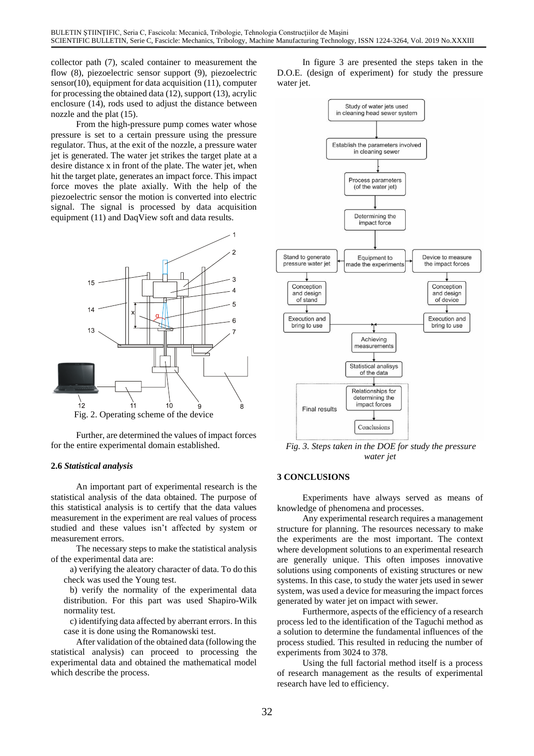collector path (7), scaled container to measurement the flow (8), piezoelectric sensor support (9), piezoelectric sensor(10), equipment for data acquisition (11), computer for processing the obtained data (12), support (13), acrylic enclosure (14), rods used to adjust the distance between nozzle and the plat (15).

From the high-pressure pump comes water whose pressure is set to a certain pressure using the pressure regulator. Thus, at the exit of the nozzle, a pressure water jet is generated. The water jet strikes the target plate at a desire distance x in front of the plate. The water jet, when hit the target plate, generates an impact force. This impact force moves the plate axially. With the help of the piezoelectric sensor the motion is converted into electric signal. The signal is processed by data acquisition equipment (11) and DaqView soft and data results.

Fig. 2. Operating scheme of the device

Further, are determined the values of impact forces for the entire experimental domain established.

### 2.6 *Statistical analysis*

An important part of experimental research is the statistical analysis of the data obtained. The purpose of this statistical analysis is to certify that the data values measurement in the experiment are real values of process studied and these values isn't affected by system or measurement errors.

The necessary steps to make the statistical analysis of the experimental data are:

a) verifying the aleatory character of data. To do this check was used the Young test.

b) verify the normality of the experimental data distribution. For this part was used Shapiro-Wilk normality test.

c) identifying data affected by aberrant errors. In this case it is done using the Romanowski test.

After validation of the obtained data (following the statistical analysis) can proceed to processing the experimental data and obtained the mathematical model which describe the process.

In figure 3 are presented the steps taken in the D.O.E. (design of experiment) for study the pressure water jet.

*Fig. 3. Steps taken in the DOE for study the pressure water jet*

## 3 CONCLUSIONS

Experiments have always served as means of knowledge of phenomena and processes.

Any experimental research requires a management structure for planning. The resources necessary to make the experiments are the most important. The context where development solutions to an experimental research are generally unique. This often imposes innovative solutions using components of existing structures or new systems. In this case, to study the water jets used in sewer system, was used a device for measuring the impact forces generated by water jet on impact with sewer.

Furthermore, aspects of the efficiency of a research process led to the identification of the Taguchi method as a solution to determine the fundamental influences of the process studied. This resulted in reducing the number of experiments from 3024 to 378.

Using the full factorial method itself is a process of research management as the results of experimental research have led to efficiency.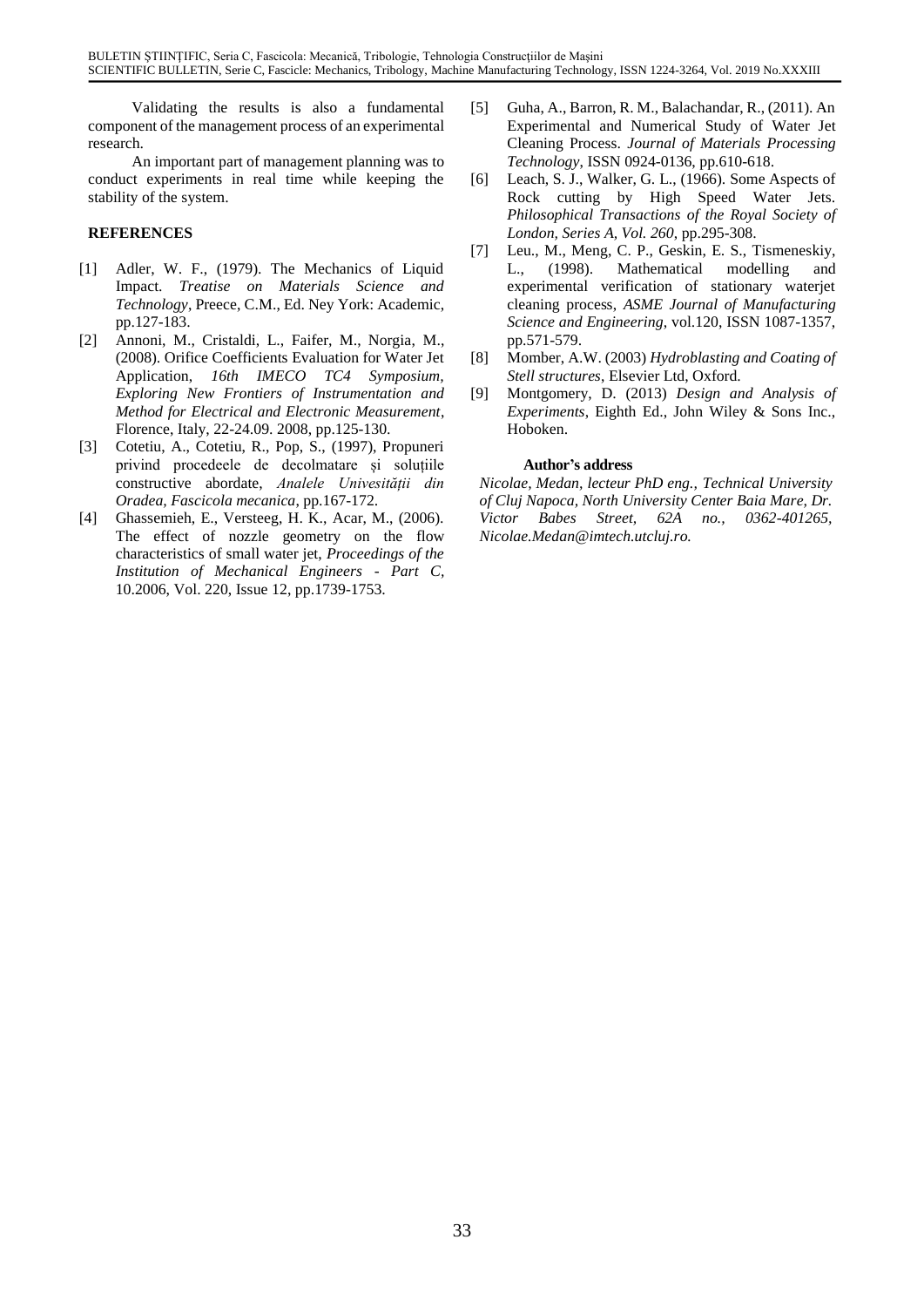Validating the results is also a fundamental component of the management process of an experimental research.

An important part of management planning was to conduct experiments in real time while keeping the stability of the system.

## REFERENCES

[1] Adler, W. F., (1979). The Mechanics of Liquid Impact. *Treatise on Materials Science and Technology*, Preece, C.M., Ed. Ney York: Academic, pp.127-183.

[2] Annoni, M., Cristaldi, L., Faifer, M., Norgia, M., (2008). Orifice Coefficients Evaluation for Water Jet Application, *16th IMECO TC4 Symposium, Exploring New Frontiers of Instrumentation and Method for Electrical and Electronic Measurement*, Florence, Italy, 22-24.09. 2008, pp.125-130.

[3] Cotetiu, A., Cotetiu, R., Pop, S., (1997), Propuneri privind procedeele de decolmatare și soluțiile constructive abordate, *Analele Univesității din Oradea, Fascicola mecanica*, pp.167-172.

[4] Ghassemieh, E., Versteeg, H. K., Acar, M., (2006). The effect of nozzle geometry on the flow characteristics of small water jet, *Proceedings of the Institution of Mechanical Engineers - Part C*, 10.2006, Vol. 220, Issue 12, pp.1739-1753.

[5] Guha, A., Barron, R. M., Balachandar, R., (2011). An Experimental and Numerical Study of Water Jet Cleaning Process. *Journal of Materials Processing Technology*, ISSN 0924-0136, pp.610-618.

[6] Leach, S. J., Walker, G. L., (1966). Some Aspects of Rock cutting by High Speed Water Jets. *Philosophical Transactions of the Royal Society of London, Series A, Vol. 260*, pp.295-308.

[7] Leu., M., Meng, C. P., Geskin, E. S., Tismeneskiy, L., (1998). Mathematical modelling and experimental verification of stationary waterjet cleaning process, *ASME Journal of Manufacturing Science and Engineering*, vol.120, ISSN 1087-1357, pp.571-579.

[8] Momber, A.W. (2003) *Hydroblasting and Coating of Stell structures*, Elsevier Ltd, Oxford.

[9] Montgomery, D. (2013) *Design and Analysis of Experiments*, Eighth Ed., John Wiley & Sons Inc., Hoboken.

**Author's address**

*Nicolae, Medan, lecteur PhD eng., Technical University of Cluj Napoca, North University Center Baia Mare, Dr. Victor Babes Street, 62A no., 0362-401265, Nicolae.Medan@imtech.utcluj.ro.*